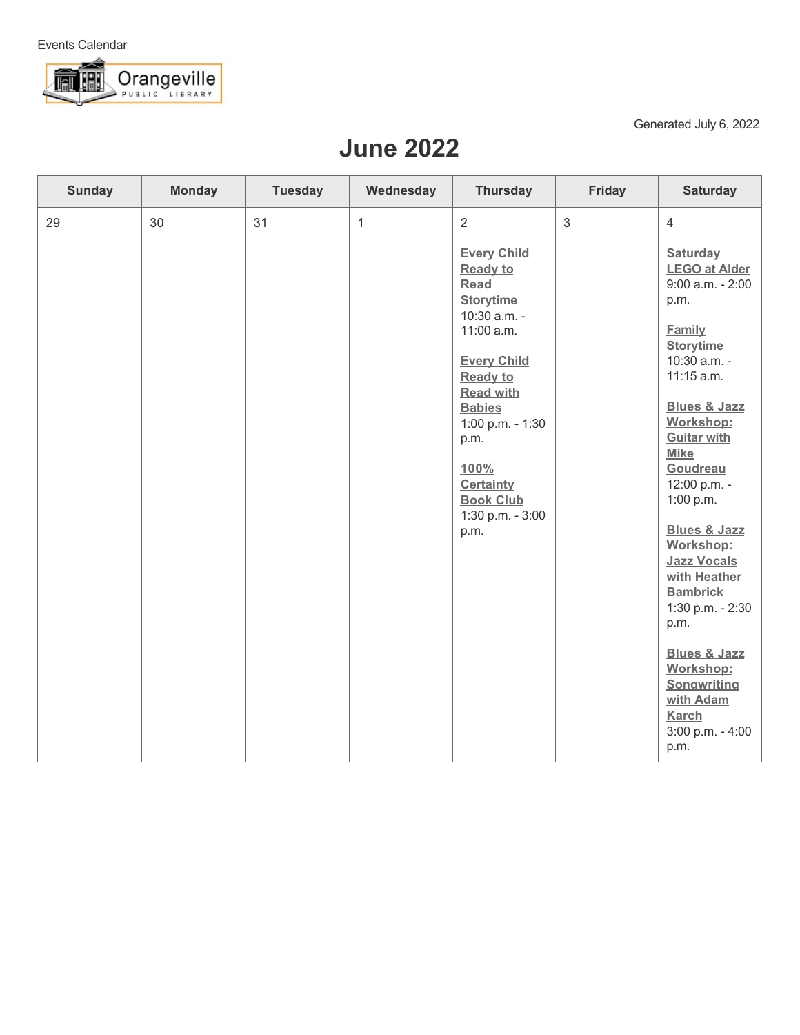Events Calendar

Orangeville PUBLIC LIBRARY

Generated July 6, 2022

# June 2022

| Sunday | Monday | Tuesday | Wednesday | Thursday | Friday | Saturday |
|---|---|---|---|---|---|---|
| 29 | 30 | 31 | 1 | 2<br><br>**Every Child Ready to Read Storytime**<br>10:30 a.m. - 11:00 a.m.<br><br>**Every Child Ready to Read with Babies**<br>1:00 p.m. - 1:30 p.m.<br><br>**100% Certainty Book Club**<br>1:30 p.m. - 3:00 p.m. | 3 | 4<br><br>**Saturday LEGO at Alder**<br>9:00 a.m. - 2:00 p.m.<br><br>**Family Storytime**<br>10:30 a.m. - 11:15 a.m.<br><br>**Blues & Jazz Workshop: Guitar with Mike Goudreau**<br>12:00 p.m. - 1:00 p.m.<br><br>**Blues & Jazz Workshop: Jazz Vocals with Heather Bambrick**<br>1:30 p.m. - 2:30 p.m.<br><br>**Blues & Jazz Workshop: Songwriting with Adam Karch**<br>3:00 p.m. - 4:00 p.m. |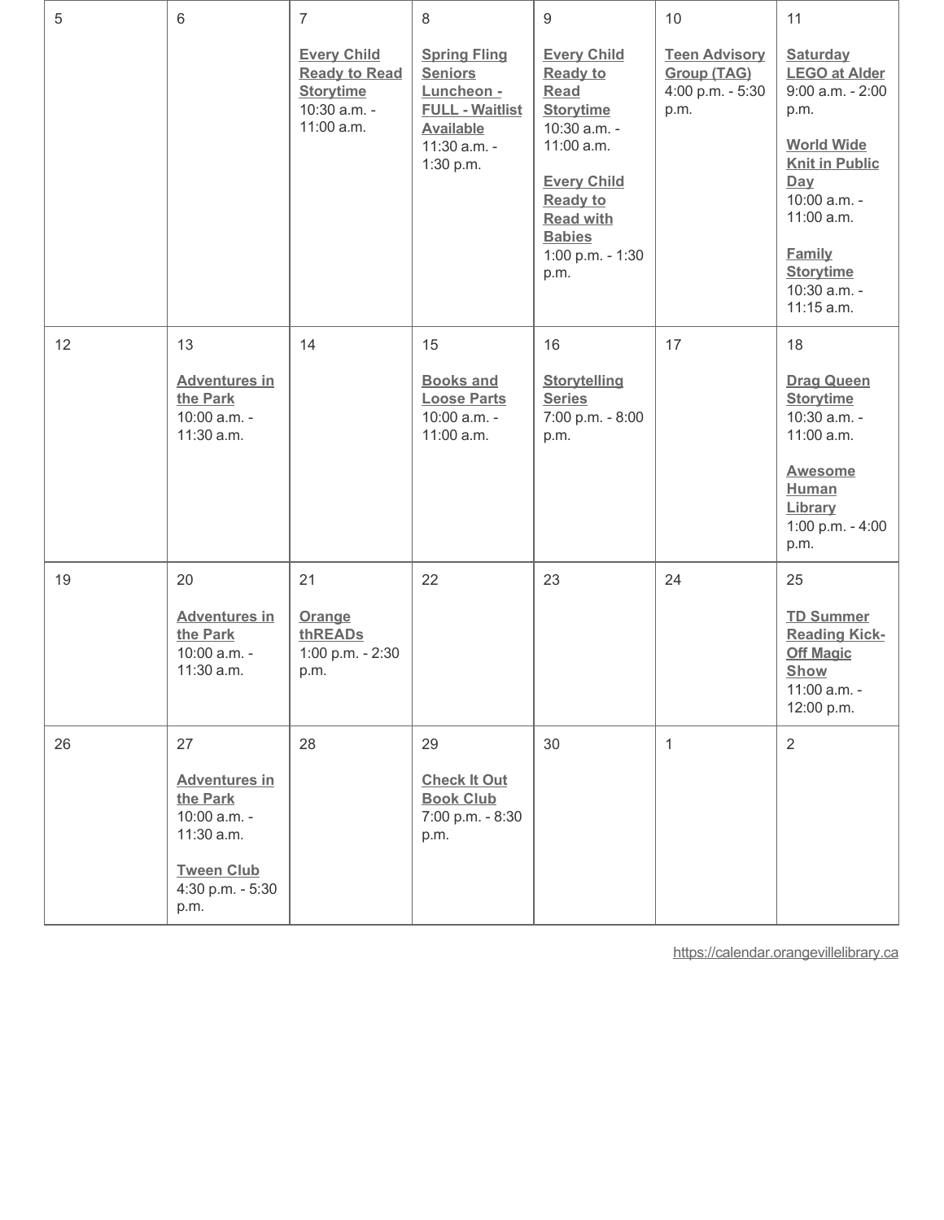| | | | | | | |
|---|---|---|---|---|---|---|
| 5 | 6 | 7<br><br>**Every Child Ready to Read Storytime**<br>10:30 a.m. - 11:00 a.m. | 8<br><br>**Spring Fling Seniors Luncheon - FULL - Waitlist Available**<br>11:30 a.m. - 1:30 p.m. | 9<br><br>**Every Child Ready to Read Storytime**<br>10:30 a.m. - 11:00 a.m.<br><br>**Every Child Ready to Read with Babies**<br>1:00 p.m. - 1:30 p.m. | 10<br><br>**Teen Advisory Group (TAG)**<br>4:00 p.m. - 5:30 p.m. | 11<br><br>**Saturday LEGO at Alder**<br>9:00 a.m. - 2:00 p.m.<br><br>**World Wide Knit in Public Day**<br>10:00 a.m. - 11:00 a.m.<br><br>**Family Storytime**<br>10:30 a.m. - 11:15 a.m. |
| 12 | 13<br><br>**Adventures in the Park**<br>10:00 a.m. - 11:30 a.m. | 14 | 15<br><br>**Books and Loose Parts**<br>10:00 a.m. - 11:00 a.m. | 16<br><br>**Storytelling Series**<br>7:00 p.m. - 8:00 p.m. | 17 | 18<br><br>**Drag Queen Storytime**<br>10:30 a.m. - 11:00 a.m.<br><br>**Awesome Human Library**<br>1:00 p.m. - 4:00 p.m. |
| 19 | 20<br><br>**Adventures in the Park**<br>10:00 a.m. - 11:30 a.m. | 21<br><br>**Orange thREADs**<br>1:00 p.m. - 2:30 p.m. | 22 | 23 | 24 | 25<br><br>**TD Summer Reading Kick-Off Magic Show**<br>11:00 a.m. - 12:00 p.m. |
| 26 | 27<br><br>**Adventures in the Park**<br>10:00 a.m. - 11:30 a.m.<br><br>**Tween Club**<br>4:30 p.m. - 5:30 p.m. | 28 | 29<br><br>**Check It Out Book Club**<br>7:00 p.m. - 8:30 p.m. | 30 | 1 | 2 |

https://calendar.orangevillelibrary.ca